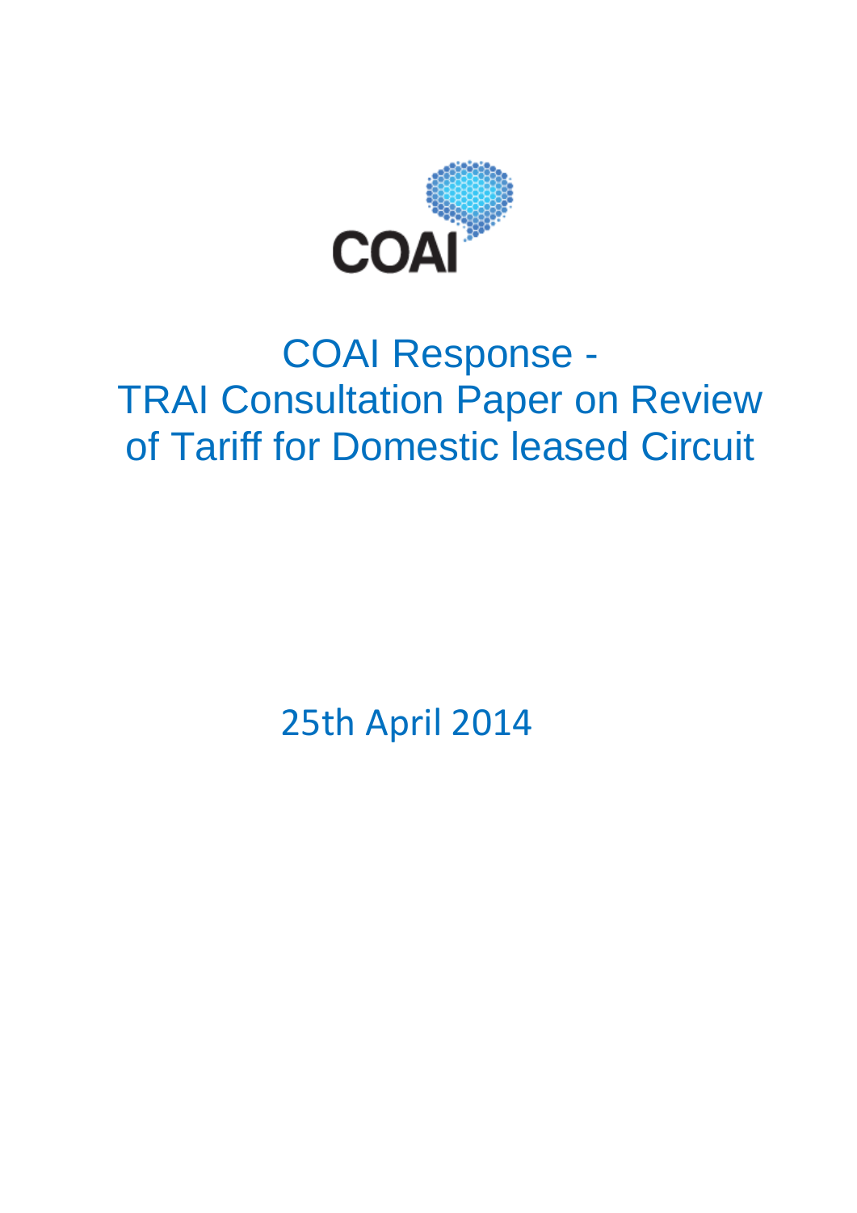COAI

# COAI Response - TRAI Consultation Paper on Review of Tariff for Domestic leased Circuit

25th April 2014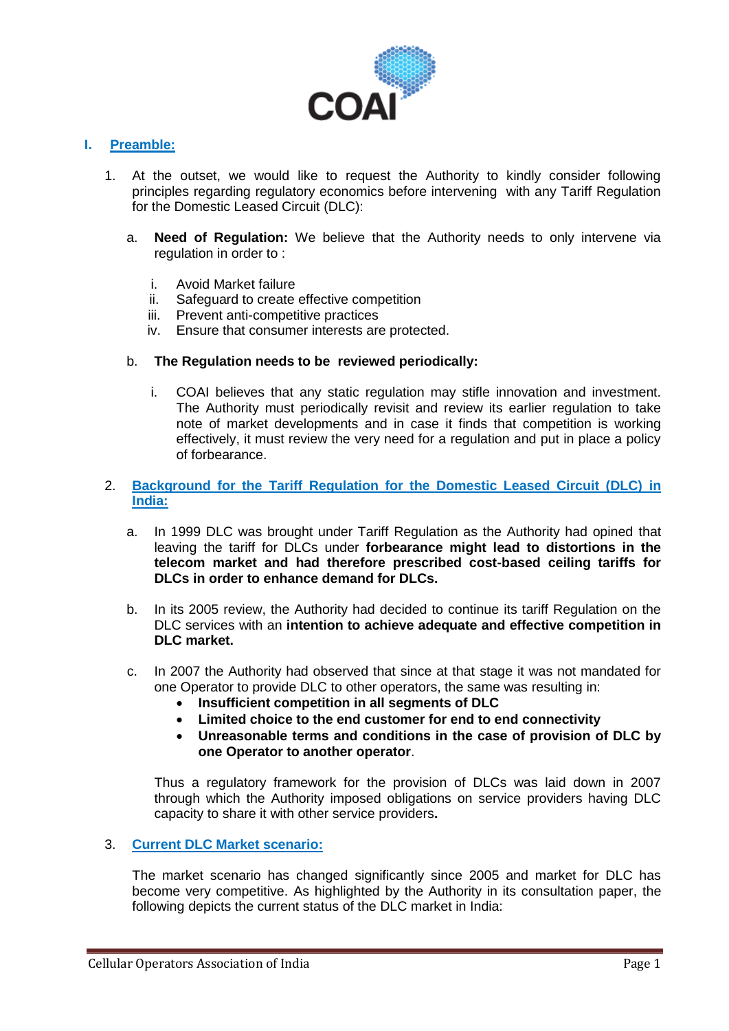## I. Preamble:

1. At the outset, we would like to request the Authority to kindly consider following principles regarding regulatory economics before intervening with any Tariff Regulation for the Domestic Leased Circuit (DLC):

    a. **Need of Regulation:** We believe that the Authority needs to only intervene via regulation in order to :

        i. Avoid Market failure
        ii. Safeguard to create effective competition
        iii. Prevent anti-competitive practices
        iv. Ensure that consumer interests are protected.

    b. **The Regulation needs to be reviewed periodically:**

        i. COAI believes that any static regulation may stifle innovation and investment. The Authority must periodically revisit and review its earlier regulation to take note of market developments and in case it finds that competition is working effectively, it must review the very need for a regulation and put in place a policy of forbearance.

2. **Background for the Tariff Regulation for the Domestic Leased Circuit (DLC) in India:**

    a. In 1999 DLC was brought under Tariff Regulation as the Authority had opined that leaving the tariff for DLCs under **forbearance might lead to distortions in the telecom market and had therefore prescribed cost-based ceiling tariffs for DLCs in order to enhance demand for DLCs.**

    b. In its 2005 review, the Authority had decided to continue its tariff Regulation on the DLC services with an **intention to achieve adequate and effective competition in DLC market.**

    c. In 2007 the Authority had observed that since at that stage it was not mandated for one Operator to provide DLC to other operators, the same was resulting in:
        - **Insufficient competition in all segments of DLC**
        - **Limited choice to the end customer for end to end connectivity**
        - **Unreasonable terms and conditions in the case of provision of DLC by one Operator to another operator**.

    Thus a regulatory framework for the provision of DLCs was laid down in 2007 through which the Authority imposed obligations on service providers having DLC capacity to share it with other service providers**.**

3. **Current DLC Market scenario:**

    The market scenario has changed significantly since 2005 and market for DLC has become very competitive. As highlighted by the Authority in its consultation paper, the following depicts the current status of the DLC market in India: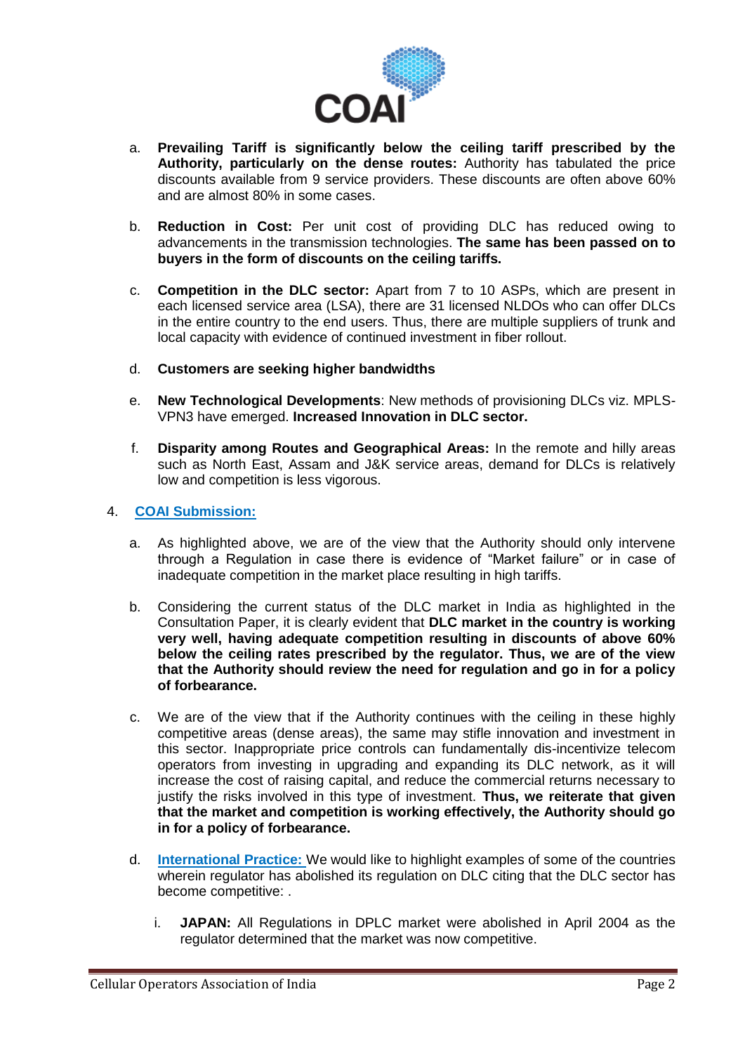a. **Prevailing Tariff is significantly below the ceiling tariff prescribed by the Authority, particularly on the dense routes:** Authority has tabulated the price discounts available from 9 service providers. These discounts are often above 60% and are almost 80% in some cases.

b. **Reduction in Cost:** Per unit cost of providing DLC has reduced owing to advancements in the transmission technologies. **The same has been passed on to buyers in the form of discounts on the ceiling tariffs.**

c. **Competition in the DLC sector:** Apart from 7 to 10 ASPs, which are present in each licensed service area (LSA), there are 31 licensed NLDOs who can offer DLCs in the entire country to the end users. Thus, there are multiple suppliers of trunk and local capacity with evidence of continued investment in fiber rollout.

d. **Customers are seeking higher bandwidths**

e. **New Technological Developments**: New methods of provisioning DLCs viz. MPLS-VPN3 have emerged. **Increased Innovation in DLC sector.**

f. **Disparity among Routes and Geographical Areas:** In the remote and hilly areas such as North East, Assam and J&K service areas, demand for DLCs is relatively low and competition is less vigorous.

4. **COAI Submission:**

a. As highlighted above, we are of the view that the Authority should only intervene through a Regulation in case there is evidence of "Market failure" or in case of inadequate competition in the market place resulting in high tariffs.

b. Considering the current status of the DLC market in India as highlighted in the Consultation Paper, it is clearly evident that **DLC market in the country is working very well, having adequate competition resulting in discounts of above 60% below the ceiling rates prescribed by the regulator. Thus, we are of the view that the Authority should review the need for regulation and go in for a policy of forbearance.**

c. We are of the view that if the Authority continues with the ceiling in these highly competitive areas (dense areas), the same may stifle innovation and investment in this sector. Inappropriate price controls can fundamentally dis-incentivize telecom operators from investing in upgrading and expanding its DLC network, as it will increase the cost of raising capital, and reduce the commercial returns necessary to justify the risks involved in this type of investment. **Thus, we reiterate that given that the market and competition is working effectively, the Authority should go in for a policy of forbearance.**

d. **International Practice:** We would like to highlight examples of some of the countries wherein regulator has abolished its regulation on DLC citing that the DLC sector has become competitive: .

   i. **JAPAN:** All Regulations in DPLC market were abolished in April 2004 as the regulator determined that the market was now competitive.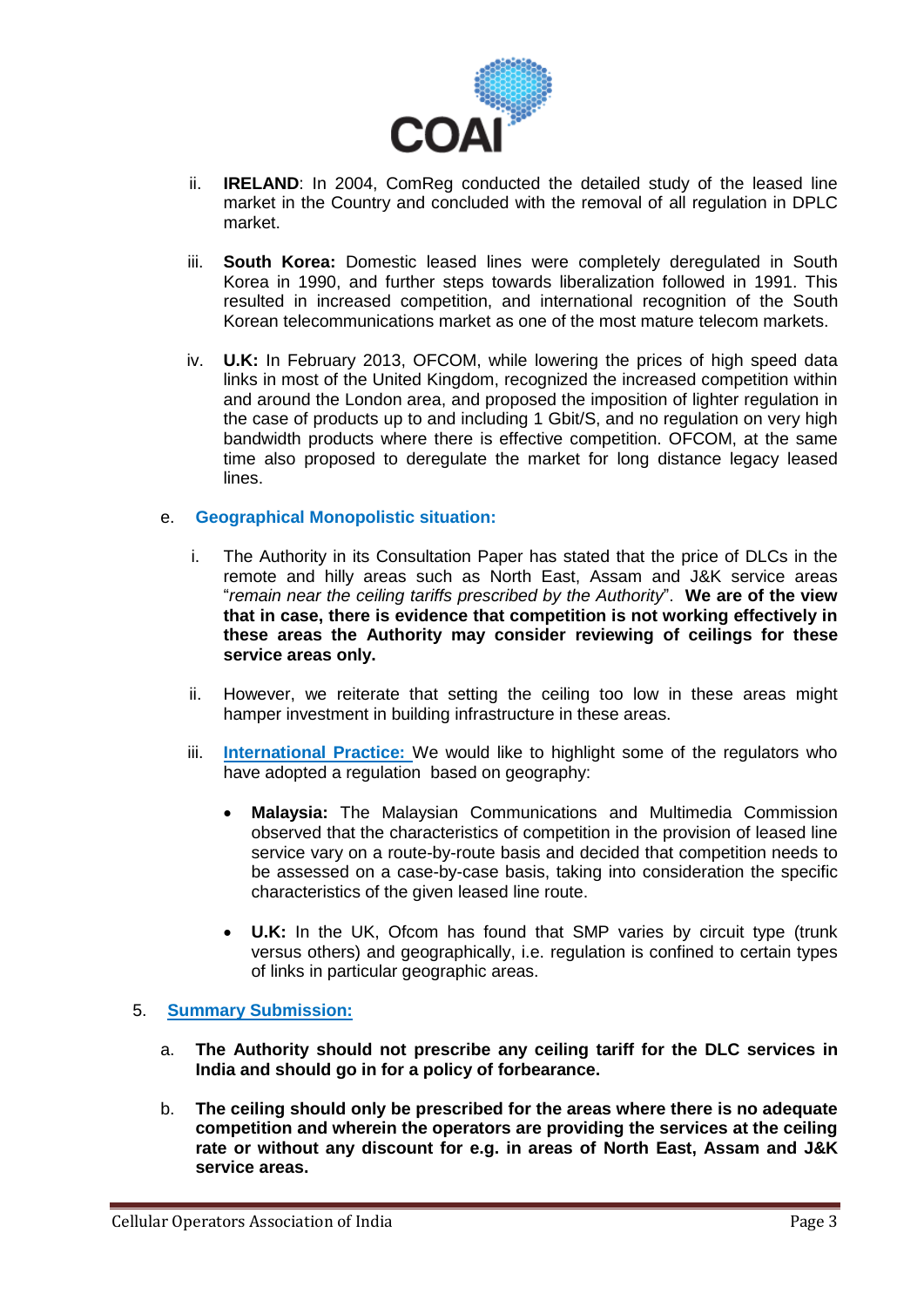ii. **IRELAND**: In 2004, ComReg conducted the detailed study of the leased line market in the Country and concluded with the removal of all regulation in DPLC market.

iii. **South Korea:** Domestic leased lines were completely deregulated in South Korea in 1990, and further steps towards liberalization followed in 1991. This resulted in increased competition, and international recognition of the South Korean telecommunications market as one of the most mature telecom markets.

iv. **U.K:** In February 2013, OFCOM, while lowering the prices of high speed data links in most of the United Kingdom, recognized the increased competition within and around the London area, and proposed the imposition of lighter regulation in the case of products up to and including 1 Gbit/S, and no regulation on very high bandwidth products where there is effective competition. OFCOM, at the same time also proposed to deregulate the market for long distance legacy leased lines.

e. **Geographical Monopolistic situation:**

i. The Authority in its Consultation Paper has stated that the price of DLCs in the remote and hilly areas such as North East, Assam and J&K service areas "*remain near the ceiling tariffs prescribed by the Authority*". **We are of the view that in case, there is evidence that competition is not working effectively in these areas the Authority may consider reviewing of ceilings for these service areas only.**

ii. However, we reiterate that setting the ceiling too low in these areas might hamper investment in building infrastructure in these areas.

iii. **International Practice:** We would like to highlight some of the regulators who have adopted a regulation based on geography:

- **Malaysia:** The Malaysian Communications and Multimedia Commission observed that the characteristics of competition in the provision of leased line service vary on a route-by-route basis and decided that competition needs to be assessed on a case-by-case basis, taking into consideration the specific characteristics of the given leased line route.

- **U.K:** In the UK, Ofcom has found that SMP varies by circuit type (trunk versus others) and geographically, i.e. regulation is confined to certain types of links in particular geographic areas.

## 5. Summary Submission:

a. **The Authority should not prescribe any ceiling tariff for the DLC services in India and should go in for a policy of forbearance.**

b. **The ceiling should only be prescribed for the areas where there is no adequate competition and wherein the operators are providing the services at the ceiling rate or without any discount for e.g. in areas of North East, Assam and J&K service areas.**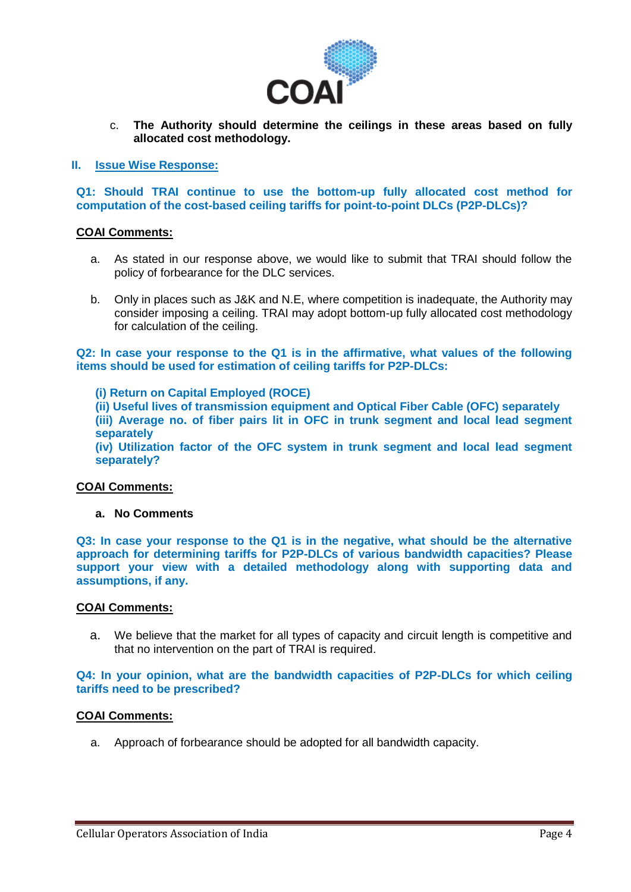c. **The Authority should determine the ceilings in these areas based on fully allocated cost methodology.**

## II. Issue Wise Response:

**Q1: Should TRAI continue to use the bottom-up fully allocated cost method for computation of the cost-based ceiling tariffs for point-to-point DLCs (P2P-DLCs)?**

**COAI Comments:**

a. As stated in our response above, we would like to submit that TRAI should follow the policy of forbearance for the DLC services.

b. Only in places such as J&K and N.E, where competition is inadequate, the Authority may consider imposing a ceiling. TRAI may adopt bottom-up fully allocated cost methodology for calculation of the ceiling.

**Q2: In case your response to the Q1 is in the affirmative, what values of the following items should be used for estimation of ceiling tariffs for P2P-DLCs:**

**(i) Return on Capital Employed (ROCE)**
**(ii) Useful lives of transmission equipment and Optical Fiber Cable (OFC) separately**
**(iii) Average no. of fiber pairs lit in OFC in trunk segment and local lead segment separately**
**(iv) Utilization factor of the OFC system in trunk segment and local lead segment separately?**

**COAI Comments:**

a. **No Comments**

**Q3: In case your response to the Q1 is in the negative, what should be the alternative approach for determining tariffs for P2P-DLCs of various bandwidth capacities? Please support your view with a detailed methodology along with supporting data and assumptions, if any.**

**COAI Comments:**

a. We believe that the market for all types of capacity and circuit length is competitive and that no intervention on the part of TRAI is required.

**Q4: In your opinion, what are the bandwidth capacities of P2P-DLCs for which ceiling tariffs need to be prescribed?**

**COAI Comments:**

a. Approach of forbearance should be adopted for all bandwidth capacity.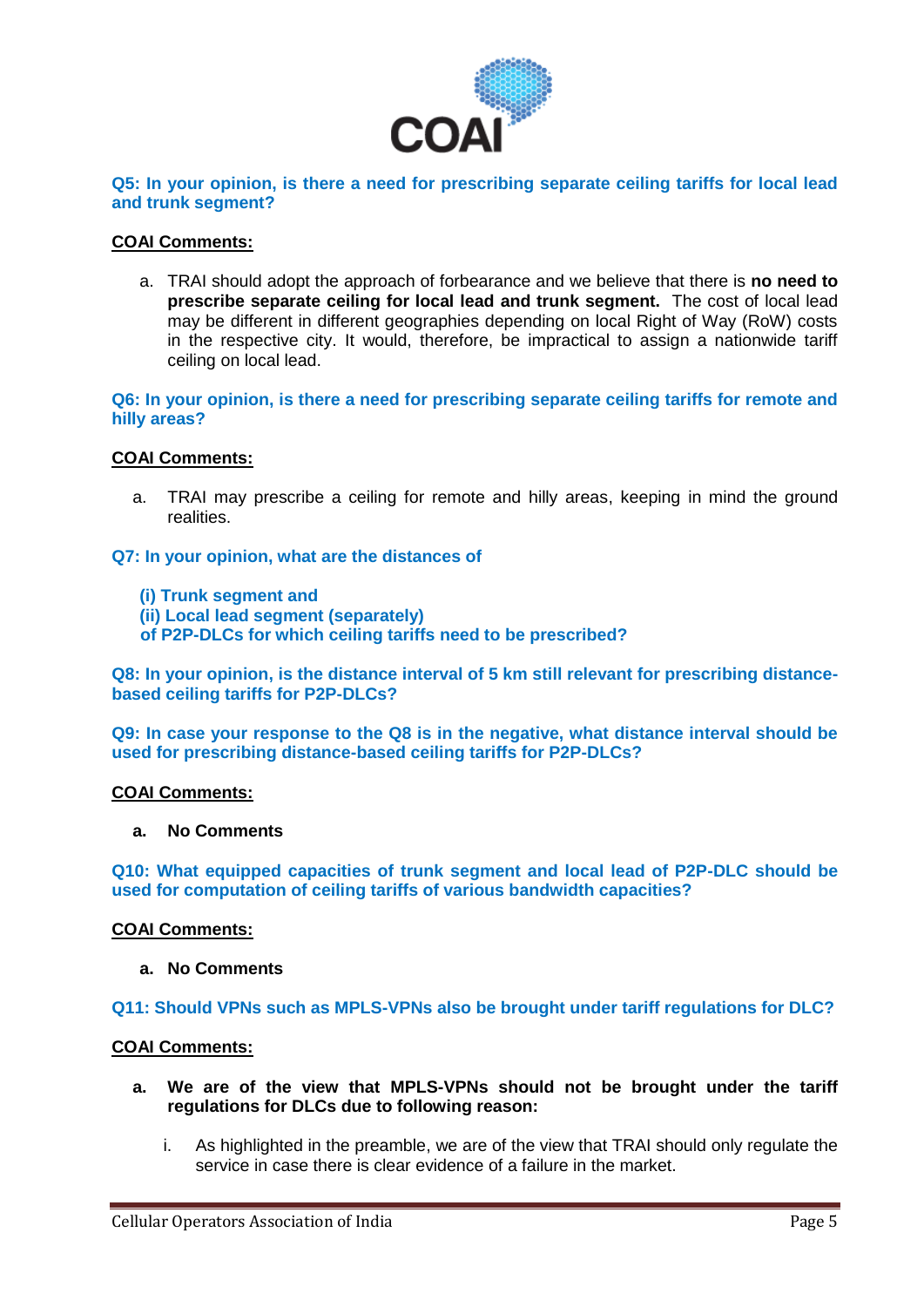**Q5: In your opinion, is there a need for prescribing separate ceiling tariffs for local lead and trunk segment?**

**<u>COAI Comments:</u>**

a. TRAI should adopt the approach of forbearance and we believe that there is **no need to prescribe separate ceiling for local lead and trunk segment.** The cost of local lead may be different in different geographies depending on local Right of Way (RoW) costs in the respective city. It would, therefore, be impractical to assign a nationwide tariff ceiling on local lead.

**Q6: In your opinion, is there a need for prescribing separate ceiling tariffs for remote and hilly areas?**

**<u>COAI Comments:</u>**

a. TRAI may prescribe a ceiling for remote and hilly areas, keeping in mind the ground realities.

**Q7: In your opinion, what are the distances of**

**(i) Trunk segment and**
**(ii) Local lead segment (separately)**
**of P2P-DLCs for which ceiling tariffs need to be prescribed?**

**Q8: In your opinion, is the distance interval of 5 km still relevant for prescribing distance-based ceiling tariffs for P2P-DLCs?**

**Q9: In case your response to the Q8 is in the negative, what distance interval should be used for prescribing distance-based ceiling tariffs for P2P-DLCs?**

**<u>COAI Comments:</u>**

a. **No Comments**

**Q10: What equipped capacities of trunk segment and local lead of P2P-DLC should be used for computation of ceiling tariffs of various bandwidth capacities?**

**<u>COAI Comments:</u>**

a. **No Comments**

**Q11: Should VPNs such as MPLS-VPNs also be brought under tariff regulations for DLC?**

**<u>COAI Comments:</u>**

a. **We are of the view that MPLS-VPNs should not be brought under the tariff regulations for DLCs due to following reason:**

   i. As highlighted in the preamble, we are of the view that TRAI should only regulate the service in case there is clear evidence of a failure in the market.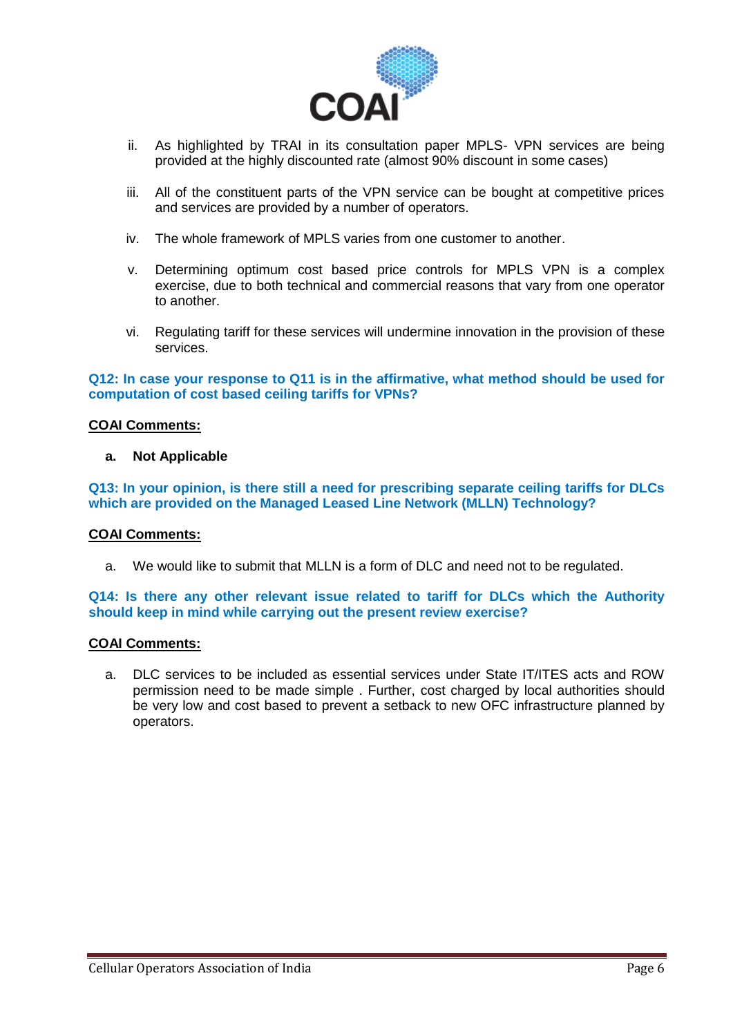ii. As highlighted by TRAI in its consultation paper MPLS- VPN services are being provided at the highly discounted rate (almost 90% discount in some cases)

iii. All of the constituent parts of the VPN service can be bought at competitive prices and services are provided by a number of operators.

iv. The whole framework of MPLS varies from one customer to another.

v. Determining optimum cost based price controls for MPLS VPN is a complex exercise, due to both technical and commercial reasons that vary from one operator to another.

vi. Regulating tariff for these services will undermine innovation in the provision of these services.

**Q12: In case your response to Q11 is in the affirmative, what method should be used for computation of cost based ceiling tariffs for VPNs?**

**COAI Comments:**

a. **Not Applicable**

**Q13: In your opinion, is there still a need for prescribing separate ceiling tariffs for DLCs which are provided on the Managed Leased Line Network (MLLN) Technology?**

**COAI Comments:**

a. We would like to submit that MLLN is a form of DLC and need not to be regulated.

**Q14: Is there any other relevant issue related to tariff for DLCs which the Authority should keep in mind while carrying out the present review exercise?**

**COAI Comments:**

a. DLC services to be included as essential services under State IT/ITES acts and ROW permission need to be made simple . Further, cost charged by local authorities should be very low and cost based to prevent a setback to new OFC infrastructure planned by operators.